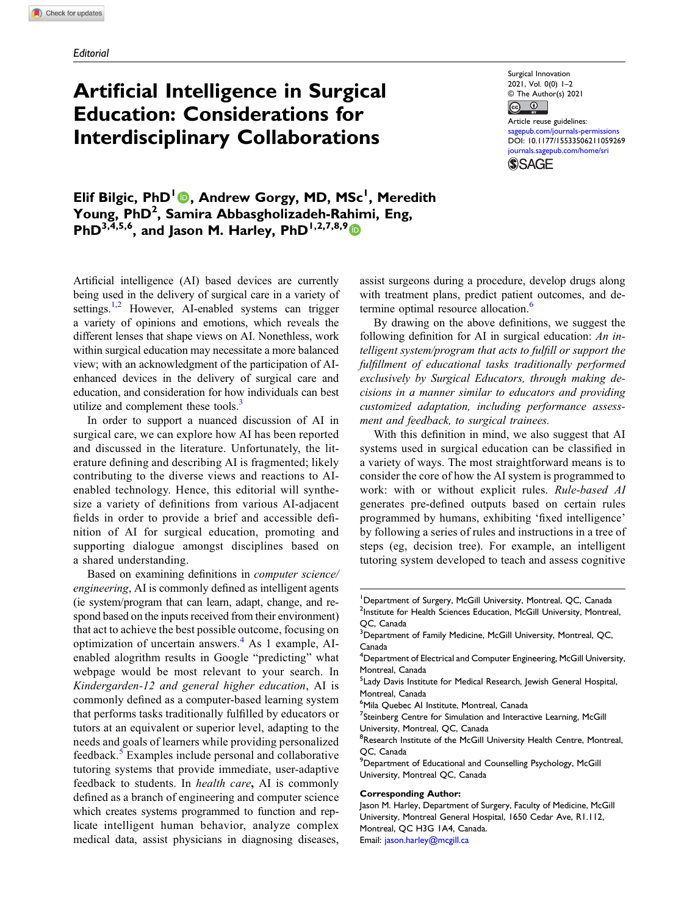Editorial

# Artificial Intelligence in Surgical Education: Considerations for Interdisciplinary Collaborations

Surgical Innovation
2021, Vol. 0(0) 1–2
© The Author(s) 2021
Article reuse guidelines: sagepub.com/journals-permissions
DOI: 10.1177/15533506211059269
journals.sagepub.com/home/sri

**Elif Bilgic, PhD[1], Andrew Gorgy, MD, MSc[1], Meredith Young, PhD[2], Samira Abbasgholizadeh-Rahimi, Eng, PhD[3,4,5,6], and Jason M. Harley, PhD[1,2,7,8,9]**

Artificial intelligence (AI) based devices are currently being used in the delivery of surgical care in a variety of settings.[1,2] However, AI-enabled systems can trigger a variety of opinions and emotions, which reveals the different lenses that shape views on AI. Nonetheless, work within surgical education may necessitate a more balanced view; with an acknowledgment of the participation of AI-enhanced devices in the delivery of surgical care and education, and consideration for how individuals can best utilize and complement these tools.[3]

In order to support a nuanced discussion of AI in surgical care, we can explore how AI has been reported and discussed in the literature. Unfortunately, the literature defining and describing AI is fragmented; likely contributing to the diverse views and reactions to AI-enabled technology. Hence, this editorial will synthesize a variety of definitions from various AI-adjacent fields in order to provide a brief and accessible definition of AI for surgical education, promoting and supporting dialogue amongst disciplines based on a shared understanding.

Based on examining definitions in *computer science/engineering*, AI is commonly defined as intelligent agents (ie system/program that can learn, adapt, change, and respond based on the inputs received from their environment) that act to achieve the best possible outcome, focusing on optimization of uncertain answers.[4] As 1 example, AI-enabled alogrithm results in Google "predicting" what webpage would be most relevant to your search. In *Kindergarden-12 and general higher education*, AI is commonly defined as a computer-based learning system that performs tasks traditionally fulfilled by educators or tutors at an equivalent or superior level, adapting to the needs and goals of learners while providing personalized feedback.[5] Examples include personal and collaborative tutoring systems that provide immediate, user-adaptive feedback to students. In *health care*, AI is commonly defined as a branch of engineering and computer science which creates systems programmed to function and replicate intelligent human behavior, analyze complex medical data, assist physicians in diagnosing diseases, assist surgeons during a procedure, develop drugs along with treatment plans, predict patient outcomes, and determine optimal resource allocation.[6]

By drawing on the above definitions, we suggest the following definition for AI in surgical education: *An intelligent system/program that acts to fulfill or support the fulfillment of educational tasks traditionally performed exclusively by Surgical Educators, through making decisions in a manner similar to educators and providing customized adaptation, including performance assessment and feedback, to surgical trainees.*

With this definition in mind, we also suggest that AI systems used in surgical education can be classified in a variety of ways. The most straightforward means is to consider the core of how the AI system is programmed to work: with or without explicit rules. *Rule-based AI* generates pre-defined outputs based on certain rules programmed by humans, exhibiting 'fixed intelligence' by following a series of rules and instructions in a tree of steps (eg, decision tree). For example, an intelligent tutoring system developed to teach and assess cognitive

[1]Department of Surgery, McGill University, Montreal, QC, Canada
[2]Institute for Health Sciences Education, McGill University, Montreal, QC, Canada
[3]Department of Family Medicine, McGill University, Montreal, QC, Canada
[4]Department of Electrical and Computer Engineering, McGill University, Montreal, Canada
[5]Lady Davis Institute for Medical Research, Jewish General Hospital, Montreal, Canada
[6]Mila Quebec AI Institute, Montreal, Canada
[7]Steinberg Centre for Simulation and Interactive Learning, McGill University, Montreal, QC, Canada
[8]Research Institute of the McGill University Health Centre, Montreal, QC, Canada
[9]Department of Educational and Counselling Psychology, McGill University, Montreal QC, Canada

**Corresponding Author:**
Jason M. Harley, Department of Surgery, Faculty of Medicine, McGill University, Montreal General Hospital, 1650 Cedar Ave, R1.112, Montreal, QC H3G 1A4, Canada.
Email: jason.harley@mcgill.ca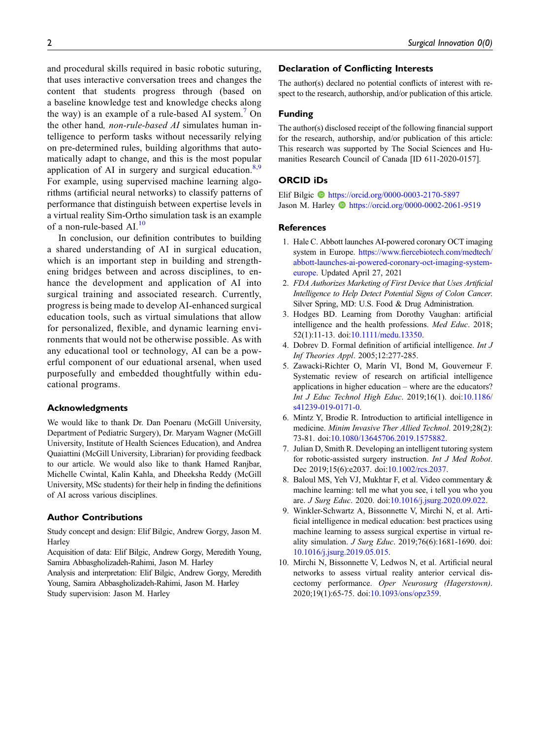and procedural skills required in basic robotic suturing, that uses interactive conversation trees and changes the content that students progress through (based on a baseline knowledge test and knowledge checks along the way) is an example of a rule-based AI system.[7] On the other hand, *non-rule-based AI* simulates human intelligence to perform tasks without necessarily relying on pre-determined rules, building algorithms that automatically adapt to change, and this is the most popular application of AI in surgery and surgical education.[8,9] For example, using supervised machine learning algorithms (artificial neural networks) to classify patterns of performance that distinguish between expertise levels in a virtual reality Sim-Ortho simulation task is an example of a non-rule-based AI.[10]

In conclusion, our definition contributes to building a shared understanding of AI in surgical education, which is an important step in building and strengthening bridges between and across disciplines, to enhance the development and application of AI into surgical training and associated research. Currently, progress is being made to develop AI-enhanced surgical education tools, such as virtual simulations that allow for personalized, flexible, and dynamic learning environments that would not be otherwise possible. As with any educational tool or technology, AI can be a powerful component of our edcuational arsenal, when used purposefully and embedded thoughtfully within educational programs.

## Acknowledgments

We would like to thank Dr. Dan Poenaru (McGill University, Department of Pediatric Surgery), Dr. Maryam Wagner (McGill University, Institute of Health Sciences Education), and Andrea Quaiattini (McGill University, Librarian) for providing feedback to our article. We would also like to thank Hamed Ranjbar, Michelle Cwintal, Kalin Kahla, and Dheeksha Reddy (McGill University, MSc students) for their help in finding the definitions of AI across various disciplines.

## Author Contributions

Study concept and design: Elif Bilgic, Andrew Gorgy, Jason M. Harley

Acquisition of data: Elif Bilgic, Andrew Gorgy, Meredith Young, Samira Abbasgholizadeh-Rahimi, Jason M. Harley

Analysis and interpretation: Elif Bilgic, Andrew Gorgy, Meredith Young, Samira Abbasgholizadeh-Rahimi, Jason M. Harley

Study supervision: Jason M. Harley

## Declaration of Conflicting Interests

The author(s) declared no potential conflicts of interest with respect to the research, authorship, and/or publication of this article.

## Funding

The author(s) disclosed receipt of the following financial support for the research, authorship, and/or publication of this article: This research was supported by The Social Sciences and Humanities Research Council of Canada [ID 611-2020-0157].

## ORCID iDs

Elif Bilgic https://orcid.org/0000-0003-2170-5897
Jason M. Harley https://orcid.org/0000-0002-2061-9519

## References

1. Hale C. Abbott launches AI-powered coronary OCT imaging system in Europe. https://www.fiercebiotech.com/medtech/abbott-launches-ai-powered-coronary-oct-imaging-system-europe. Updated April 27, 2021
2. *FDA Authorizes Marketing of First Device that Uses Artificial Intelligence to Help Detect Potential Signs of Colon Cancer*. Silver Spring, MD: U.S. Food & Drug Administration.
3. Hodges BD. Learning from Dorothy Vaughan: artificial intelligence and the health professions. *Med Educ*. 2018; 52(1):11-13. doi:10.1111/medu.13350.
4. Dobrev D. Formal definition of artificial intelligence. *Int J Inf Theories Appl*. 2005;12:277-285.
5. Zawacki-Richter O, Marín VI, Bond M, Gouverneur F. Systematic review of research on artificial intelligence applications in higher education – where are the educators? *Int J Educ Technol High Educ*. 2019;16(1). doi:10.1186/s41239-019-0171-0.
6. Mintz Y, Brodie R. Introduction to artificial intelligence in medicine. *Minim Invasive Ther Allied Technol*. 2019;28(2): 73-81. doi:10.1080/13645706.2019.1575882.
7. Julian D, Smith R. Developing an intelligent tutoring system for robotic-assisted surgery instruction. *Int J Med Robot*. Dec 2019;15(6):e2037. doi:10.1002/rcs.2037.
8. Baloul MS, Yeh VJ, Mukhtar F, et al. Video commentary & machine learning: tell me what you see, i tell you who you are. *J Surg Educ*. 2020. doi:10.1016/j.jsurg.2020.09.022.
9. Winkler-Schwartz A, Bissonnette V, Mirchi N, et al. Artificial intelligence in medical education: best practices using machine learning to assess surgical expertise in virtual reality simulation. *J Surg Educ*. 2019;76(6):1681-1690. doi: 10.1016/j.jsurg.2019.05.015.
10. Mirchi N, Bissonnette V, Ledwos N, et al. Artificial neural networks to assess virtual reality anterior cervical discectomy performance. *Oper Neurosurg (Hagerstown)*. 2020;19(1):65-75. doi:10.1093/ons/opz359.